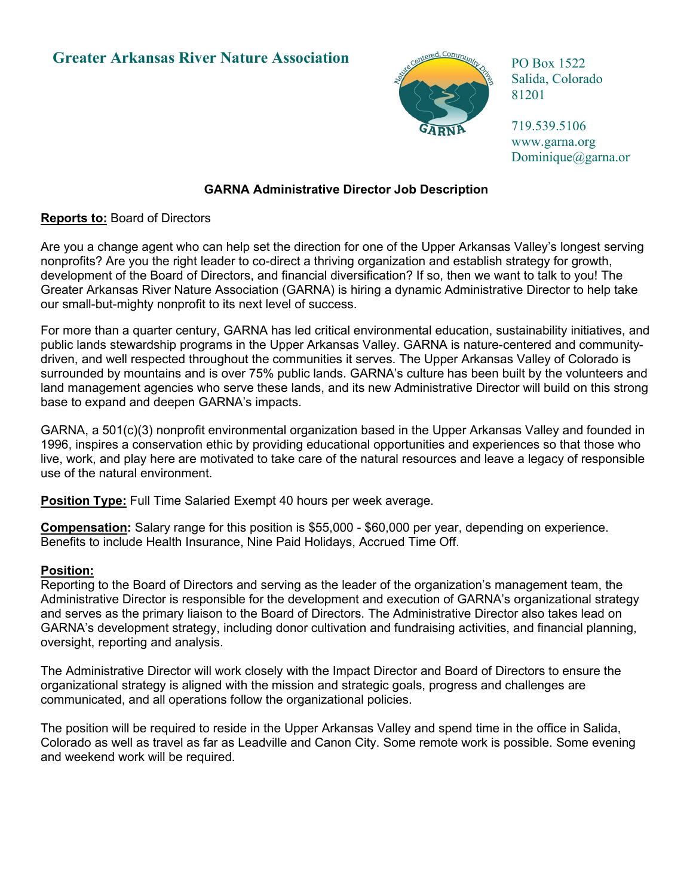# Greater Arkansas River Nature Association

PO Box 1522
Salida, Colorado
81201

719.539.5106
www.garna.org
Dominique@garna.or

## GARNA Administrative Director Job Description

**Reports to:** Board of Directors

Are you a change agent who can help set the direction for one of the Upper Arkansas Valley's longest serving nonprofits? Are you the right leader to co-direct a thriving organization and establish strategy for growth, development of the Board of Directors, and financial diversification? If so, then we want to talk to you! The Greater Arkansas River Nature Association (GARNA) is hiring a dynamic Administrative Director to help take our small-but-mighty nonprofit to its next level of success.

For more than a quarter century, GARNA has led critical environmental education, sustainability initiatives, and public lands stewardship programs in the Upper Arkansas Valley. GARNA is nature-centered and community-driven, and well respected throughout the communities it serves. The Upper Arkansas Valley of Colorado is surrounded by mountains and is over 75% public lands. GARNA's culture has been built by the volunteers and land management agencies who serve these lands, and its new Administrative Director will build on this strong base to expand and deepen GARNA's impacts.

GARNA, a 501(c)(3) nonprofit environmental organization based in the Upper Arkansas Valley and founded in 1996, inspires a conservation ethic by providing educational opportunities and experiences so that those who live, work, and play here are motivated to take care of the natural resources and leave a legacy of responsible use of the natural environment.

**Position Type:** Full Time Salaried Exempt 40 hours per week average.

**Compensation:** Salary range for this position is $55,000 - $60,000 per year, depending on experience. Benefits to include Health Insurance, Nine Paid Holidays, Accrued Time Off.

**Position:**
Reporting to the Board of Directors and serving as the leader of the organization's management team, the Administrative Director is responsible for the development and execution of GARNA's organizational strategy and serves as the primary liaison to the Board of Directors. The Administrative Director also takes lead on GARNA's development strategy, including donor cultivation and fundraising activities, and financial planning, oversight, reporting and analysis.

The Administrative Director will work closely with the Impact Director and Board of Directors to ensure the organizational strategy is aligned with the mission and strategic goals, progress and challenges are communicated, and all operations follow the organizational policies.

The position will be required to reside in the Upper Arkansas Valley and spend time in the office in Salida, Colorado as well as travel as far as Leadville and Canon City. Some remote work is possible. Some evening and weekend work will be required.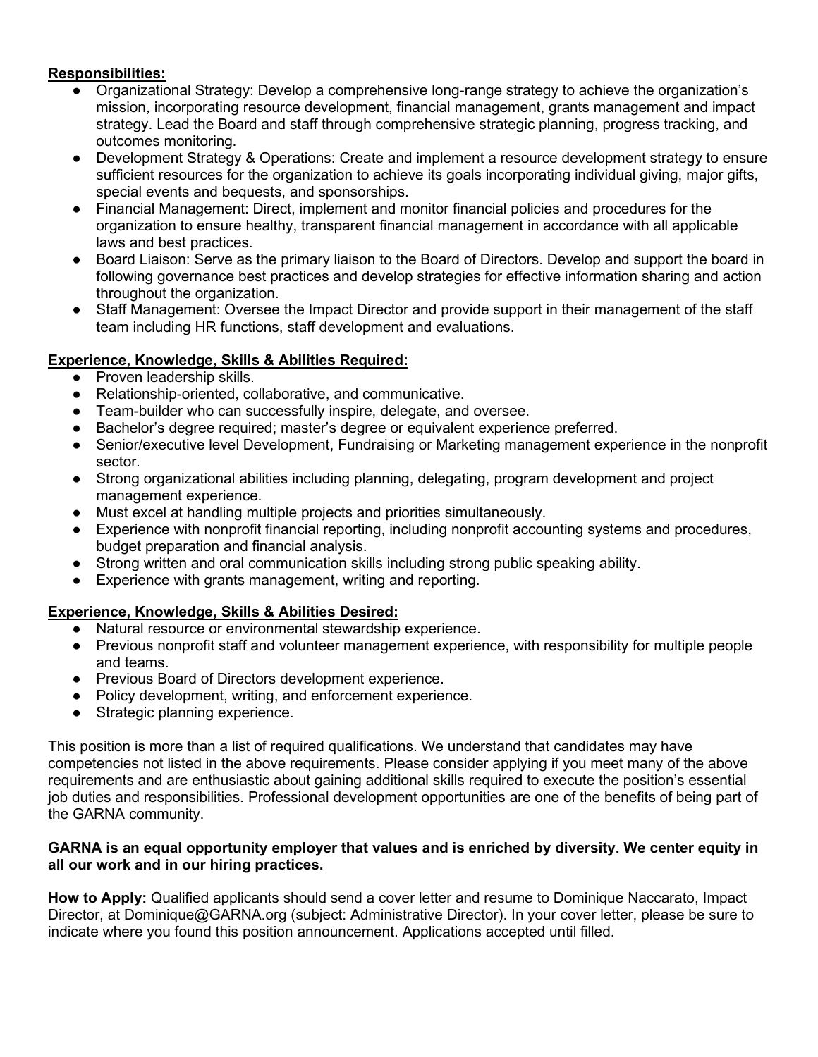**Responsibilities:**

- Organizational Strategy: Develop a comprehensive long-range strategy to achieve the organization's mission, incorporating resource development, financial management, grants management and impact strategy. Lead the Board and staff through comprehensive strategic planning, progress tracking, and outcomes monitoring.
- Development Strategy & Operations: Create and implement a resource development strategy to ensure sufficient resources for the organization to achieve its goals incorporating individual giving, major gifts, special events and bequests, and sponsorships.
- Financial Management: Direct, implement and monitor financial policies and procedures for the organization to ensure healthy, transparent financial management in accordance with all applicable laws and best practices.
- Board Liaison: Serve as the primary liaison to the Board of Directors. Develop and support the board in following governance best practices and develop strategies for effective information sharing and action throughout the organization.
- Staff Management: Oversee the Impact Director and provide support in their management of the staff team including HR functions, staff development and evaluations.

**Experience, Knowledge, Skills & Abilities Required:**

- Proven leadership skills.
- Relationship-oriented, collaborative, and communicative.
- Team-builder who can successfully inspire, delegate, and oversee.
- Bachelor's degree required; master's degree or equivalent experience preferred.
- Senior/executive level Development, Fundraising or Marketing management experience in the nonprofit sector.
- Strong organizational abilities including planning, delegating, program development and project management experience.
- Must excel at handling multiple projects and priorities simultaneously.
- Experience with nonprofit financial reporting, including nonprofit accounting systems and procedures, budget preparation and financial analysis.
- Strong written and oral communication skills including strong public speaking ability.
- Experience with grants management, writing and reporting.

**Experience, Knowledge, Skills & Abilities Desired:**

- Natural resource or environmental stewardship experience.
- Previous nonprofit staff and volunteer management experience, with responsibility for multiple people and teams.
- Previous Board of Directors development experience.
- Policy development, writing, and enforcement experience.
- Strategic planning experience.

This position is more than a list of required qualifications. We understand that candidates may have competencies not listed in the above requirements. Please consider applying if you meet many of the above requirements and are enthusiastic about gaining additional skills required to execute the position's essential job duties and responsibilities. Professional development opportunities are one of the benefits of being part of the GARNA community.

**GARNA is an equal opportunity employer that values and is enriched by diversity. We center equity in all our work and in our hiring practices.**

**How to Apply:** Qualified applicants should send a cover letter and resume to Dominique Naccarato, Impact Director, at Dominique@GARNA.org (subject: Administrative Director). In your cover letter, please be sure to indicate where you found this position announcement. Applications accepted until filled.